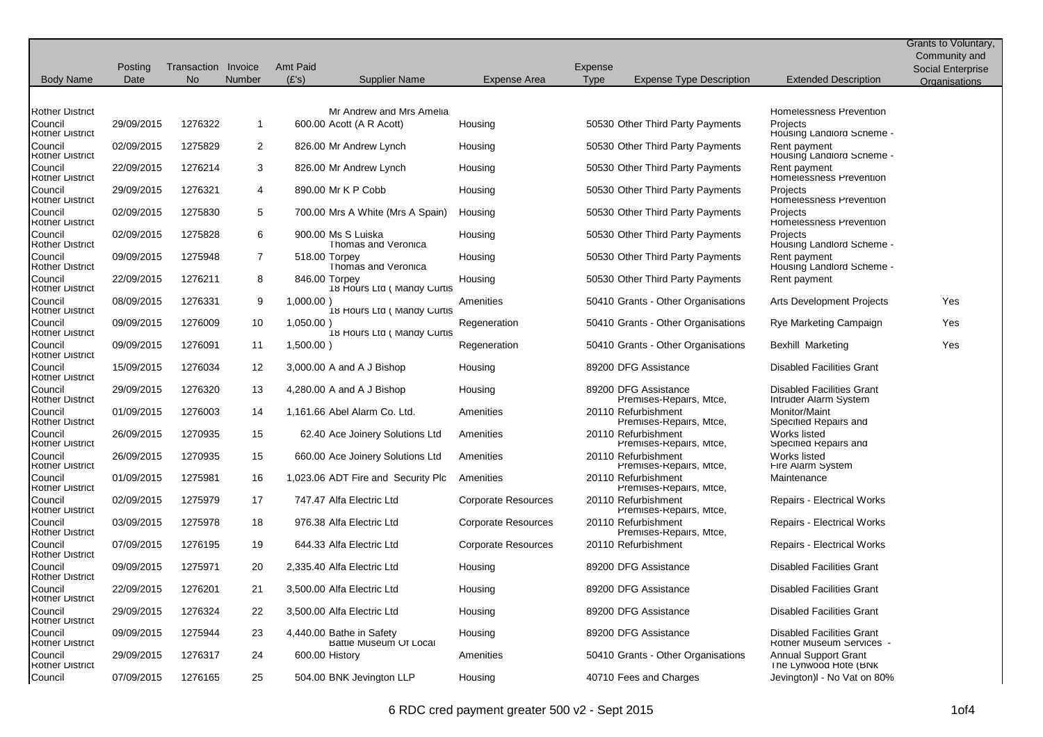| Body Name | Posting Date | Transaction No | Invoice Number | Amt Paid (£'s) | Supplier Name | Expense Area | Expense Type | Expense Type Description | Extended Description | Grants to Voluntary, Community and Social Enterprise Organisations |
|---|---|---|---|---|---|---|---|---|---|---|
| Rother District Council | 29/09/2015 | 1276322 | 1 | 600.00 | Mr Andrew and Mrs Amelia Acott (A R Acott) | Housing | 50530 | Other Third Party Payments | Homelessness Prevention Projects | |
| Rother District Council | 02/09/2015 | 1275829 | 2 | 826.00 | Mr Andrew Lynch | Housing | 50530 | Other Third Party Payments | Housing Landlord Scheme - Rent payment | |
| Rother District Council | 22/09/2015 | 1276214 | 3 | 826.00 | Mr Andrew Lynch | Housing | 50530 | Other Third Party Payments | Housing Landlord Scheme - Rent payment | |
| Rother District Council | 29/09/2015 | 1276321 | 4 | 890.00 | Mr K P Cobb | Housing | 50530 | Other Third Party Payments | Homelessness Prevention Projects | |
| Rother District Council | 02/09/2015 | 1275830 | 5 | 700.00 | Mrs A White (Mrs A Spain) | Housing | 50530 | Other Third Party Payments | Homelessness Prevention Projects | |
| Rother District Council | 02/09/2015 | 1275828 | 6 | 900.00 | Ms S Luiska | Housing | 50530 | Other Third Party Payments | Homelessness Prevention Projects | |
| Rother District Council | 09/09/2015 | 1275948 | 7 | 518.00 | Thomas and Veronica Torpey | Housing | 50530 | Other Third Party Payments | Housing Landlord Scheme - Rent payment | |
| Rother District Council | 22/09/2015 | 1276211 | 8 | 846.00 | Thomas and Veronica Torpey | Housing | 50530 | Other Third Party Payments | Housing Landlord Scheme - Rent payment | |
| Rother District Council | 08/09/2015 | 1276331 | 9 | 1,000.00 | 18 Hours Ltd ( Mandy Curtis ) | Amenities | 50410 | Grants - Other Organisations | Arts Development Projects | Yes |
| Rother District Council | 09/09/2015 | 1276009 | 10 | 1,050.00 | 18 Hours Ltd ( Mandy Curtis ) | Regeneration | 50410 | Grants - Other Organisations | Rye Marketing Campaign | Yes |
| Rother District Council | 09/09/2015 | 1276091 | 11 | 1,500.00 | 18 Hours Ltd ( Mandy Curtis ) | Regeneration | 50410 | Grants - Other Organisations | Bexhill Marketing | Yes |
| Rother District Council | 15/09/2015 | 1276034 | 12 | 3,000.00 | A and A J Bishop | Housing | 89200 | DFG Assistance | Disabled Facilities Grant | |
| Rother District Council | 29/09/2015 | 1276320 | 13 | 4,280.00 | A and A J Bishop | Housing | 89200 | DFG Assistance | Disabled Facilities Grant | |
| Rother District Council | 01/09/2015 | 1276003 | 14 | 1,161.66 | Abel Alarm Co. Ltd. | Amenities | 20110 | Premises-Repairs, Mtce, Refurbishment | Intruder Alarm System Monitor/Maint | |
| Rother District Council | 26/09/2015 | 1270935 | 15 | 62.40 | Ace Joinery Solutions Ltd | Amenities | 20110 | Premises-Repairs, Mtce, Refurbishment | Specified Repairs and Works listed | |
| Rother District Council | 26/09/2015 | 1270935 | 15 | 660.00 | Ace Joinery Solutions Ltd | Amenities | 20110 | Premises-Repairs, Mtce, Refurbishment | Specified Repairs and Works listed | |
| Rother District Council | 01/09/2015 | 1275981 | 16 | 1,023.06 | ADT Fire and Security Plc | Amenities | 20110 | Premises-Repairs, Mtce, Refurbishment | Fire Alarm System Maintenance | |
| Rother District Council | 02/09/2015 | 1275979 | 17 | 747.47 | Alfa Electric Ltd | Corporate Resources | 20110 | Premises-Repairs, Mtce, Refurbishment | Repairs - Electrical Works | |
| Rother District Council | 03/09/2015 | 1275978 | 18 | 976.38 | Alfa Electric Ltd | Corporate Resources | 20110 | Premises-Repairs, Mtce, Refurbishment | Repairs - Electrical Works | |
| Rother District Council | 07/09/2015 | 1276195 | 19 | 644.33 | Alfa Electric Ltd | Corporate Resources | 20110 | Premises-Repairs, Mtce, Refurbishment | Repairs - Electrical Works | |
| Rother District Council | 09/09/2015 | 1275971 | 20 | 2,335.40 | Alfa Electric Ltd | Housing | 89200 | DFG Assistance | Disabled Facilities Grant | |
| Rother District Council | 22/09/2015 | 1276201 | 21 | 3,500.00 | Alfa Electric Ltd | Housing | 89200 | DFG Assistance | Disabled Facilities Grant | |
| Rother District Council | 29/09/2015 | 1276324 | 22 | 3,500.00 | Alfa Electric Ltd | Housing | 89200 | DFG Assistance | Disabled Facilities Grant | |
| Rother District Council | 09/09/2015 | 1275944 | 23 | 4,440.00 | Bathe in Safety | Housing | 89200 | DFG Assistance | Disabled Facilities Grant | |
| Rother District Council | 29/09/2015 | 1276317 | 24 | 600.00 | Battle Museum Of Local History | Amenities | 50410 | Grants - Other Organisations | Rother Museum Services - Annual Support Grant | |
| Rother District Council | 07/09/2015 | 1276165 | 25 | 504.00 | BNK Jevington LLP | Housing | 40710 | Fees and Charges | The Lynwood Hote (BNK Jevington)l - No Vat on 80% | |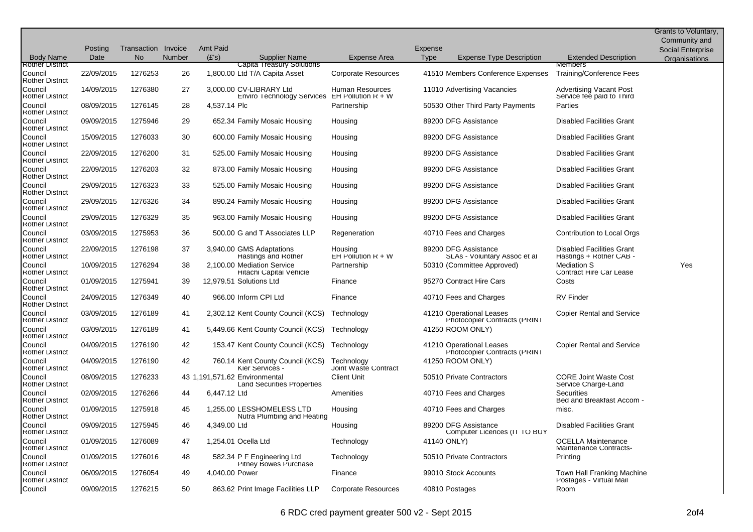| Body Name | Posting Date | Transaction No | Invoice Number | Amt Paid (£'s) | Supplier Name | Expense Area | Expense Type | Expense Type Description | Extended Description | Grants to Voluntary, Community and Social Enterprise Organisations |
|---|---|---|---|---|---|---|---|---|---|---|
| Rother District Council | 22/09/2015 | 1276253 | 26 | 1,800.00 | Capita Treasury Solutions Ltd T/A Capita Asset | Corporate Resources | 41510 | Members Conference Expenses | Members Training/Conference Fees | |
| Rother District Council | 14/09/2015 | 1276380 | 27 | 3,000.00 | CV-LIBRARY Ltd | Human Resources | 11010 | Advertising Vacancies | Advertising Vacant Post | |
| Rother District Council | 08/09/2015 | 1276145 | 28 | 4,537.14 | Enviro Technology Services Plc | EH Pollution R + W Partnership | 50530 | Other Third Party Payments | Service fee paid to Third Parties | |
| Rother District Council | 09/09/2015 | 1275946 | 29 | 652.34 | Family Mosaic Housing | Housing | 89200 | DFG Assistance | Disabled Facilities Grant | |
| Rother District Council | 15/09/2015 | 1276033 | 30 | 600.00 | Family Mosaic Housing | Housing | 89200 | DFG Assistance | Disabled Facilities Grant | |
| Rother District Council | 22/09/2015 | 1276200 | 31 | 525.00 | Family Mosaic Housing | Housing | 89200 | DFG Assistance | Disabled Facilities Grant | |
| Rother District Council | 22/09/2015 | 1276203 | 32 | 873.00 | Family Mosaic Housing | Housing | 89200 | DFG Assistance | Disabled Facilities Grant | |
| Rother District Council | 29/09/2015 | 1276323 | 33 | 525.00 | Family Mosaic Housing | Housing | 89200 | DFG Assistance | Disabled Facilities Grant | |
| Rother District Council | 29/09/2015 | 1276326 | 34 | 890.24 | Family Mosaic Housing | Housing | 89200 | DFG Assistance | Disabled Facilities Grant | |
| Rother District Council | 29/09/2015 | 1276329 | 35 | 963.00 | Family Mosaic Housing | Housing | 89200 | DFG Assistance | Disabled Facilities Grant | |
| Rother District Council | 03/09/2015 | 1275953 | 36 | 500.00 | G and T Associates LLP | Regeneration | 40710 | Fees and Charges | Contribution to Local Orgs | |
| Rother District Council | 22/09/2015 | 1276198 | 37 | 3,940.00 | GMS Adaptations | Housing | 89200 | DFG Assistance | Disabled Facilities Grant | |
| Rother District Council | 10/09/2015 | 1276294 | 38 | 2,100.00 | Hastings and Rother Mediation Service | EH Pollution R + W Partnership | 50310 | SLAs - Voluntary Assoc et al (Committee Approved) | Hastings + Rother CAB - Mediation S | Yes |
| Rother District Council | 01/09/2015 | 1275941 | 39 | 12,979.51 | Hitachi Capital Vehicle Solutions Ltd | Finance | 95270 | Contract Hire Cars | Contract Hire Car Lease Costs | |
| Rother District Council | 24/09/2015 | 1276349 | 40 | 966.00 | Inform CPI Ltd | Finance | 40710 | Fees and Charges | RV Finder | |
| Rother District Council | 03/09/2015 | 1276189 | 41 | 2,302.12 | Kent County Council (KCS) | Technology | 41210 | Operational Leases | Copier Rental and Service | |
| Rother District Council | 03/09/2015 | 1276189 | 41 | 5,449.66 | Kent County Council (KCS) | Technology | 41250 | Photocopier Contracts (PRINT ROOM ONLY) | | |
| Rother District Council | 04/09/2015 | 1276190 | 42 | 153.47 | Kent County Council (KCS) | Technology | 41210 | Operational Leases | Copier Rental and Service | |
| Rother District Council | 04/09/2015 | 1276190 | 42 | 760.14 | Kent County Council (KCS) | Technology | 41250 | Photocopier Contracts (PRINT ROOM ONLY) | | |
| Rother District Council | 08/09/2015 | 1276233 | 43 | 1,191,571.62 | Kier Services - Environmental | Joint Waste Contract Client Unit | 50510 | Private Contractors | CORE Joint Waste Cost | |
| Rother District Council | 02/09/2015 | 1276266 | 44 | 6,447.12 | Land Securities Properties Ltd | Amenities | 40710 | Fees and Charges | Service Charge-Land Securities | |
| Rother District Council | 01/09/2015 | 1275918 | 45 | 1,255.00 | LESSHOMELESS LTD | Housing | 40710 | Fees and Charges | Bed and Breakfast Accom - misc. | |
| Rother District Council | 09/09/2015 | 1275945 | 46 | 4,349.00 | Nutra Plumbing and Heating Ltd | Housing | 89200 | DFG Assistance | Disabled Facilities Grant | |
| Rother District Council | 01/09/2015 | 1276089 | 47 | 1,254.01 | Ocella Ltd | Technology | 41140 | Computer Licences (IT TO BUY ONLY) | OCELLA Maintenance | |
| Rother District Council | 01/09/2015 | 1276016 | 48 | 582.34 | P F Engineering Ltd | Technology | 50510 | Private Contractors | Maintenance Contracts-Printing | |
| Rother District Council | 06/09/2015 | 1276054 | 49 | 4,040.00 | Pitney Bowes Purchase Power | Finance | 99010 | Stock Accounts | Town Hall Franking Machine | |
| Rother District Council | 09/09/2015 | 1276215 | 50 | 863.62 | Print Image Facilities LLP | Corporate Resources | 40810 | Postages | Postages - Virtual Mail Room | |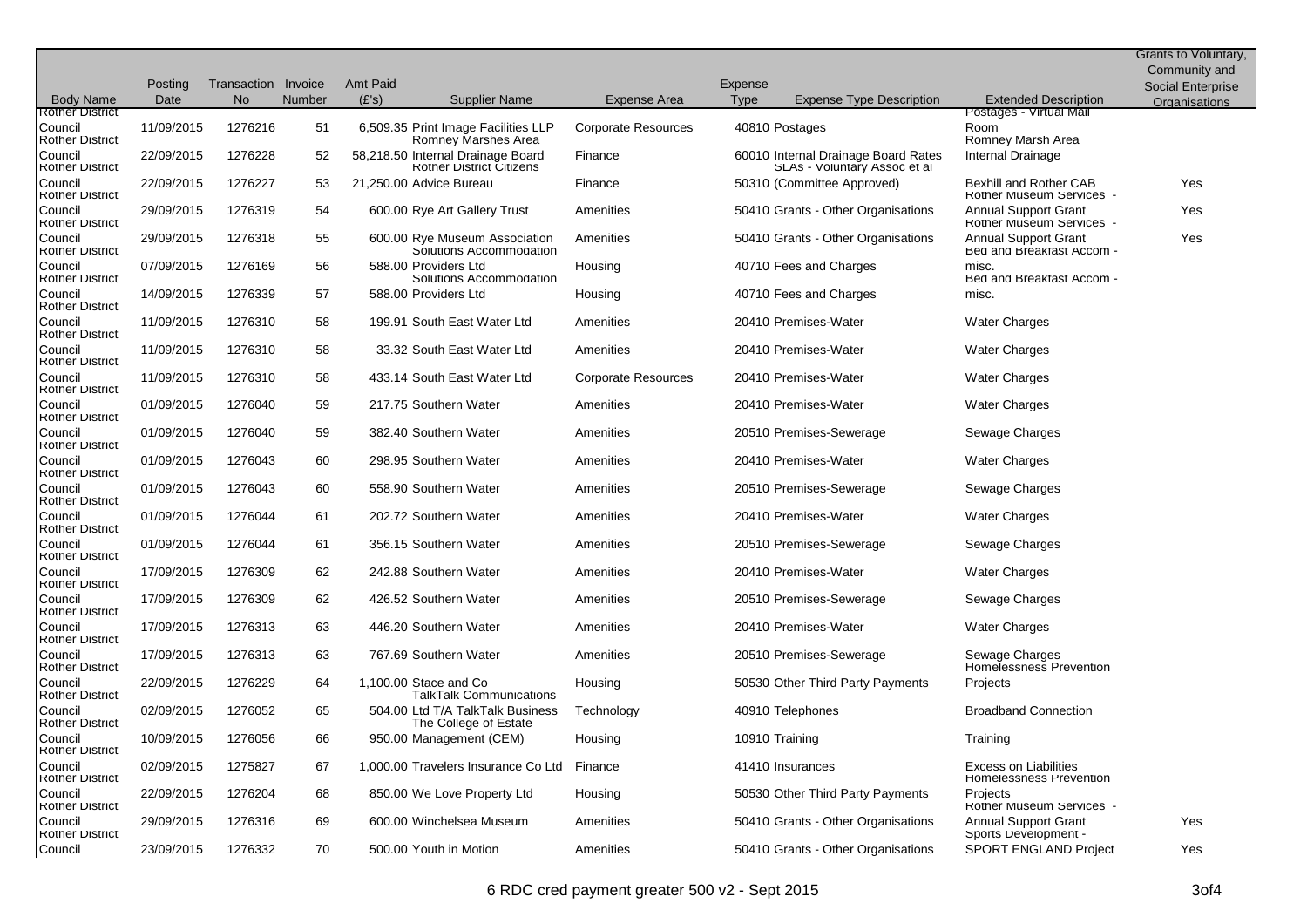| Body Name | Posting Date | Transaction No | Invoice Number | Amt Paid (£'s) | Supplier Name | Expense Area | Expense Type | Expense Type Description | Extended Description | Grants to Voluntary, Community and Social Enterprise Organisations |
|---|---|---|---|---|---|---|---|---|---|---|
| Rother District Council | 11/09/2015 | 1276216 | 51 | 6,509.35 | Print Image Facilities LLP | Corporate Resources | 40810 | Postages | Postages - Virtual Mail Room | |
| Rother District Council | 22/09/2015 | 1276228 | 52 | 58,218.50 | Romney Marshes Area Internal Drainage Board | Finance | 60010 | Internal Drainage Board Rates | Romney Marsh Area Internal Drainage | |
| Rother District Council | 22/09/2015 | 1276227 | 53 | 21,250.00 | Rother District Citizens Advice Bureau | Finance | 50310 | SLAs - Voluntary Assoc et al (Committee Approved) | Bexhill and Rother CAB | Yes |
| Rother District Council | 29/09/2015 | 1276319 | 54 | 600.00 | Rye Art Gallery Trust | Amenities | 50410 | Grants - Other Organisations | Rother Museum Services - Annual Support Grant | Yes |
| Rother District Council | 29/09/2015 | 1276318 | 55 | 600.00 | Rye Museum Association | Amenities | 50410 | Grants - Other Organisations | Rother Museum Services - Annual Support Grant | Yes |
| Rother District Council | 07/09/2015 | 1276169 | 56 | 588.00 | Solutions Accommodation Providers Ltd | Housing | 40710 | Fees and Charges | Bed and Breakfast Accom - misc. | |
| Rother District Council | 14/09/2015 | 1276339 | 57 | 588.00 | Solutions Accommodation Providers Ltd | Housing | 40710 | Fees and Charges | Bed and Breakfast Accom - misc. | |
| Rother District Council | 11/09/2015 | 1276310 | 58 | 199.91 | South East Water Ltd | Amenities | 20410 | Premises-Water | Water Charges | |
| Rother District Council | 11/09/2015 | 1276310 | 58 | 33.32 | South East Water Ltd | Amenities | 20410 | Premises-Water | Water Charges | |
| Rother District Council | 11/09/2015 | 1276310 | 58 | 433.14 | South East Water Ltd | Corporate Resources | 20410 | Premises-Water | Water Charges | |
| Rother District Council | 01/09/2015 | 1276040 | 59 | 217.75 | Southern Water | Amenities | 20410 | Premises-Water | Water Charges | |
| Rother District Council | 01/09/2015 | 1276040 | 59 | 382.40 | Southern Water | Amenities | 20510 | Premises-Sewerage | Sewage Charges | |
| Rother District Council | 01/09/2015 | 1276043 | 60 | 298.95 | Southern Water | Amenities | 20410 | Premises-Water | Water Charges | |
| Rother District Council | 01/09/2015 | 1276043 | 60 | 558.90 | Southern Water | Amenities | 20510 | Premises-Sewerage | Sewage Charges | |
| Rother District Council | 01/09/2015 | 1276044 | 61 | 202.72 | Southern Water | Amenities | 20410 | Premises-Water | Water Charges | |
| Rother District Council | 01/09/2015 | 1276044 | 61 | 356.15 | Southern Water | Amenities | 20510 | Premises-Sewerage | Sewage Charges | |
| Rother District Council | 17/09/2015 | 1276309 | 62 | 242.88 | Southern Water | Amenities | 20410 | Premises-Water | Water Charges | |
| Rother District Council | 17/09/2015 | 1276309 | 62 | 426.52 | Southern Water | Amenities | 20510 | Premises-Sewerage | Sewage Charges | |
| Rother District Council | 17/09/2015 | 1276313 | 63 | 446.20 | Southern Water | Amenities | 20410 | Premises-Water | Water Charges | |
| Rother District Council | 17/09/2015 | 1276313 | 63 | 767.69 | Southern Water | Amenities | 20510 | Premises-Sewerage | Sewage Charges | |
| Rother District Council | 22/09/2015 | 1276229 | 64 | 1,100.00 | Stace and Co | Housing | 50530 | Other Third Party Payments | Homelessness Prevention Projects | |
| Rother District Council | 02/09/2015 | 1276052 | 65 | 504.00 | TalkTalk Communications Ltd T/A TalkTalk Business | Technology | 40910 | Telephones | Broadband Connection | |
| Rother District Council | 10/09/2015 | 1276056 | 66 | 950.00 | The College of Estate Management (CEM) | Housing | 10910 | Training | Training | |
| Rother District Council | 02/09/2015 | 1275827 | 67 | 1,000.00 | Travelers Insurance Co Ltd | Finance | 41410 | Insurances | Excess on Liabilities | |
| Rother District Council | 22/09/2015 | 1276204 | 68 | 850.00 | We Love Property Ltd | Housing | 50530 | Other Third Party Payments | Homelessness Prevention Projects | |
| Rother District Council | 29/09/2015 | 1276316 | 69 | 600.00 | Winchelsea Museum | Amenities | 50410 | Grants - Other Organisations | Rother Museum Services - Annual Support Grant | Yes |
| Rother District Council | 23/09/2015 | 1276332 | 70 | 500.00 | Youth in Motion | Amenities | 50410 | Grants - Other Organisations | Sports Development - SPORT ENGLAND Project | Yes |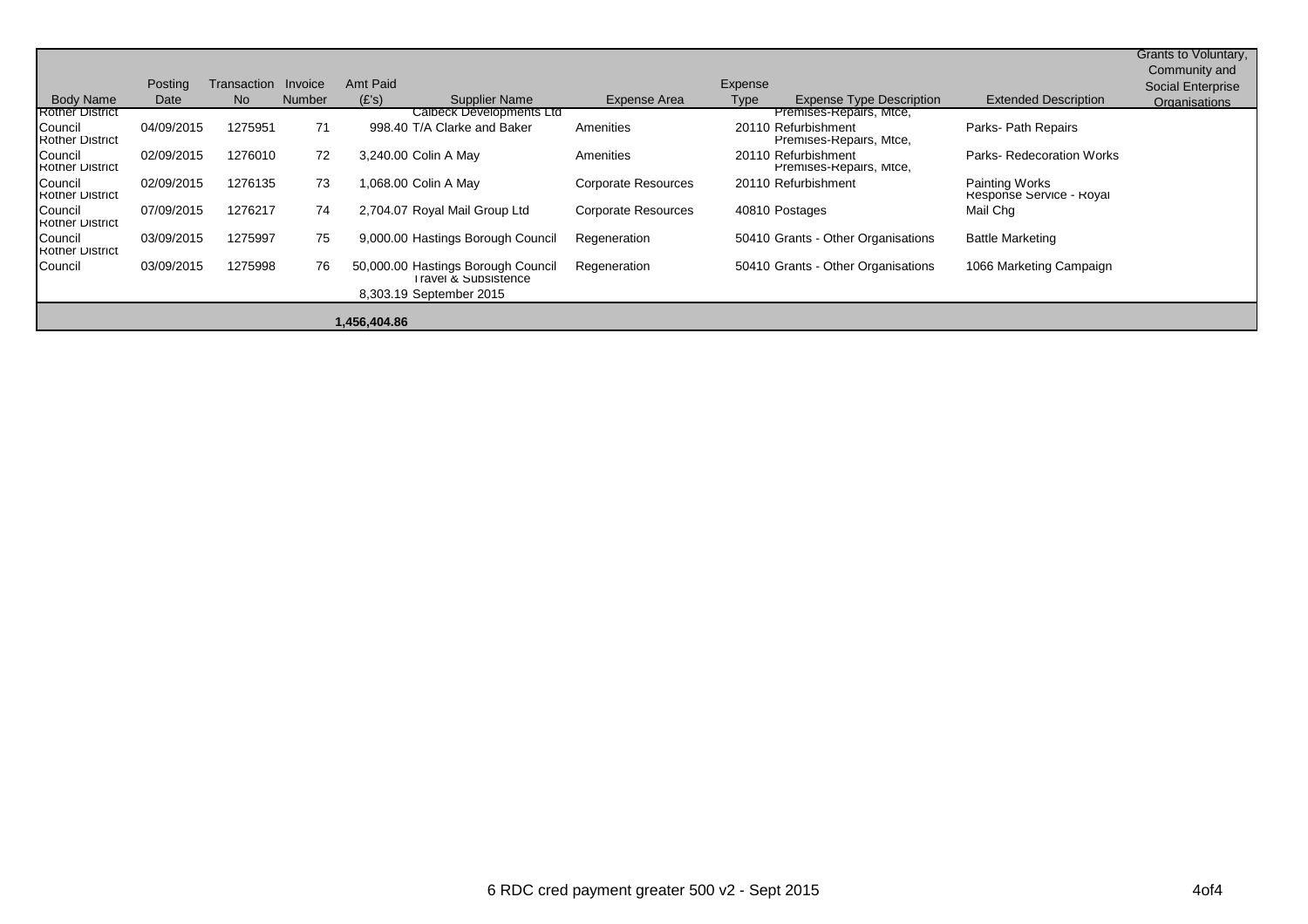| Body Name | Posting Date | Transaction No | Invoice Number | Amt Paid (£'s) | Supplier Name | Expense Area | Expense Type | Expense Type Description | Extended Description | Grants to Voluntary, Community and Social Enterprise Organisations |
|---|---|---|---|---|---|---|---|---|---|---|
| Rother District Council | 04/09/2015 | 1275951 | 71 | 998.40 | Calbeck Developments Ltd T/A Clarke and Baker | Amenities | 20110 | Premises-Repairs, Mtce, Refurbishment | Parks- Path Repairs | |
| Rother District Council | 02/09/2015 | 1276010 | 72 | 3,240.00 | Colin A May | Amenities | 20110 | Premises-Repairs, Mtce, Refurbishment | Parks- Redecoration Works | |
| Rother District Council | 02/09/2015 | 1276135 | 73 | 1,068.00 | Colin A May | Corporate Resources | 20110 | Premises-Repairs, Mtce, Refurbishment | Painting Works | |
| Rother District Council | 07/09/2015 | 1276217 | 74 | 2,704.07 | Royal Mail Group Ltd | Corporate Resources | 40810 | Postages | Response Service - Royal Mail Chg | |
| Rother District Council | 03/09/2015 | 1275997 | 75 | 9,000.00 | Hastings Borough Council | Regeneration | 50410 | Grants - Other Organisations | Battle Marketing | |
| Rother District Council | 03/09/2015 | 1275998 | 76 | 50,000.00 | Hastings Borough Council | Regeneration | 50410 | Grants - Other Organisations | 1066 Marketing Campaign | |
| | | | | 8,303.19 | Travel & Subsistence September 2015 | | | | | |
| | | | | **1,456,404.86** | | | | | | |